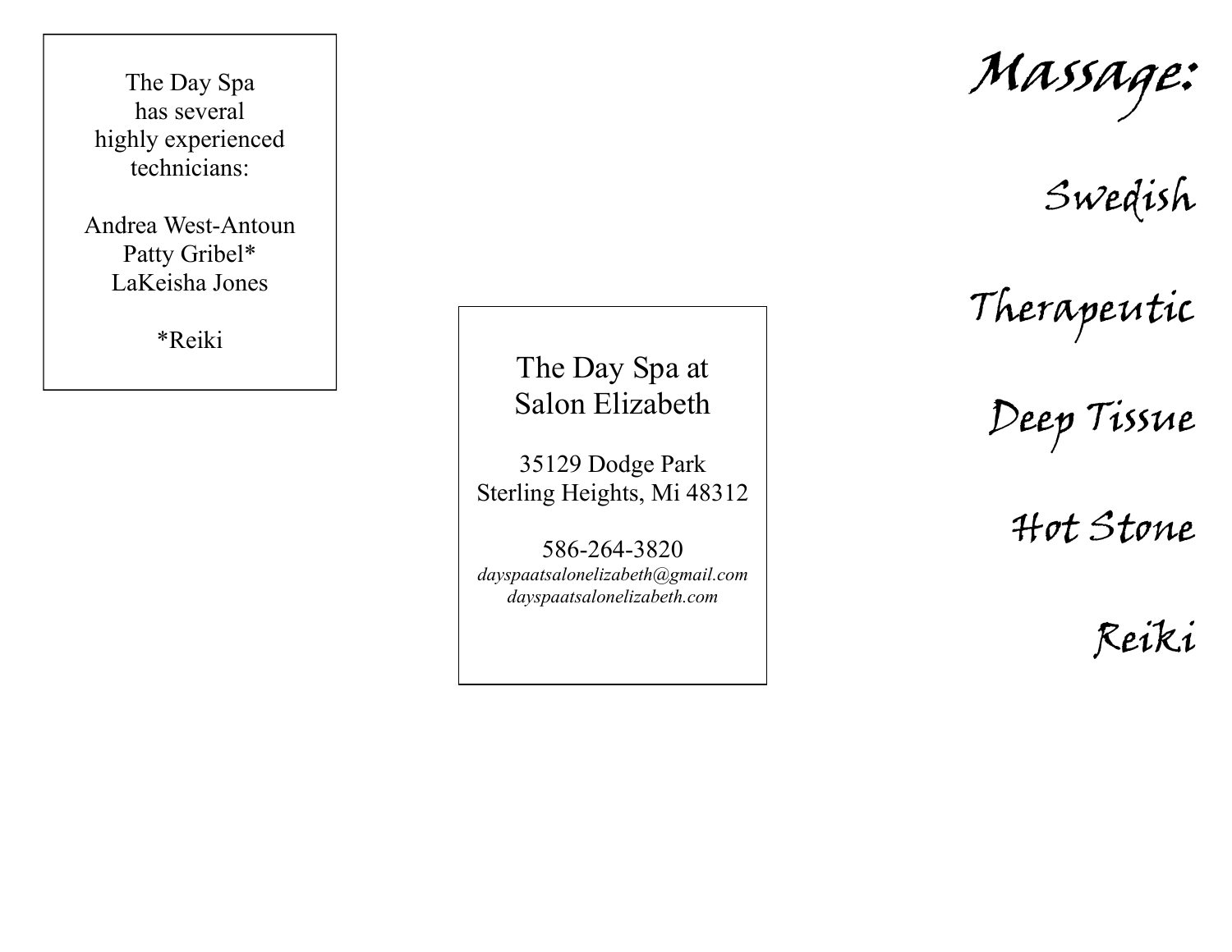The Day Spa
has several
highly experienced
technicians:

Andrea West-Antoun
Patty Gribel*
LaKeisha Jones

*Reiki

## The Day Spa at Salon Elizabeth

35129 Dodge Park
Sterling Heights, Mi 48312

586-264-3820
*dayspaatsalonelizabeth@gmail.com*
*dayspaatsalonelizabeth.com*

# Massage:

Swedish

Therapeutic

Deep Tissue

Hot Stone

Reiki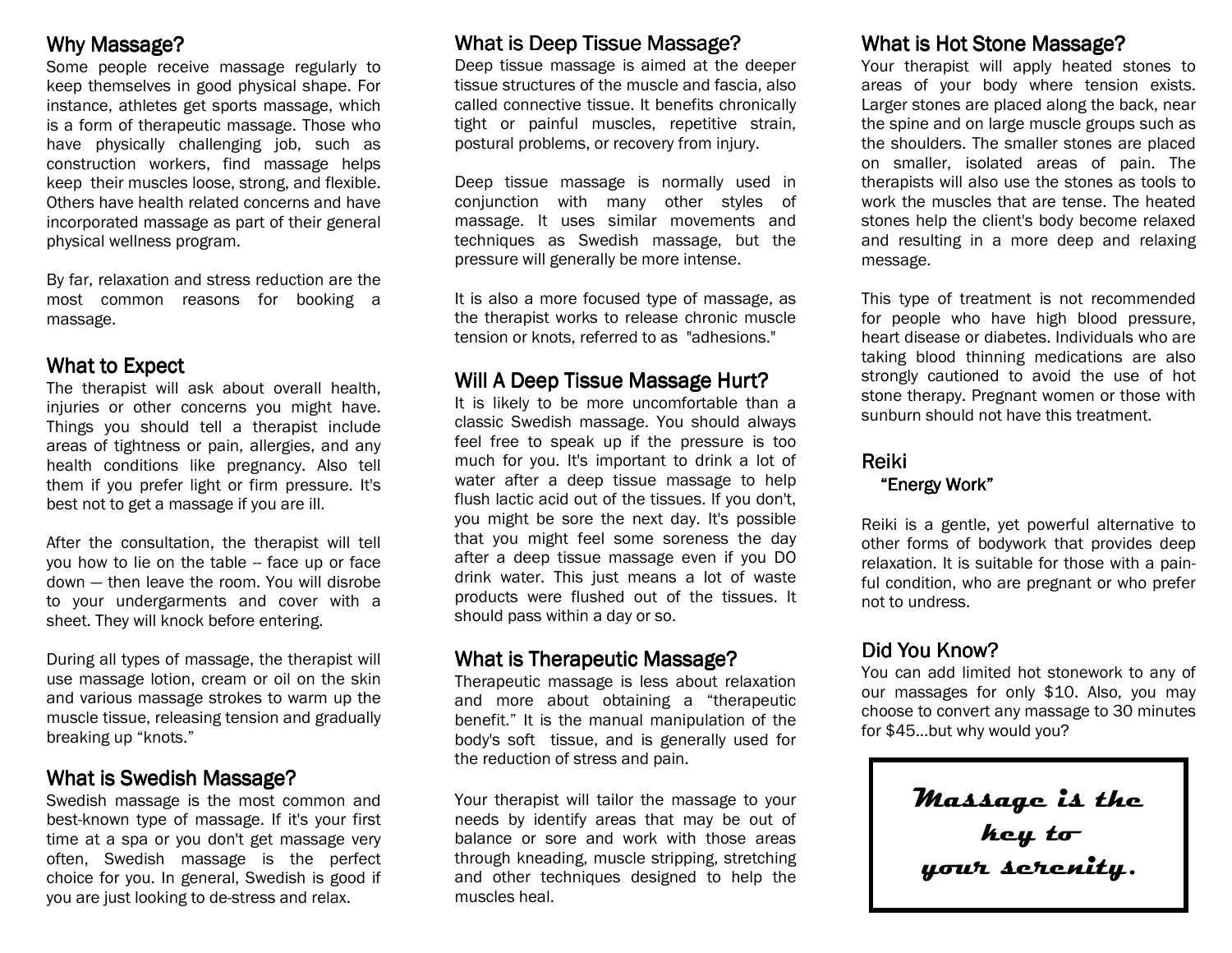## Why Massage?

Some people receive massage regularly to keep themselves in good physical shape. For instance, athletes get sports massage, which is a form of therapeutic massage. Those who have physically challenging job, such as construction workers, find massage helps keep their muscles loose, strong, and flexible. Others have health related concerns and have incorporated massage as part of their general physical wellness program.

By far, relaxation and stress reduction are the most common reasons for booking a massage.

## What to Expect

The therapist will ask about overall health, injuries or other concerns you might have. Things you should tell a therapist include areas of tightness or pain, allergies, and any health conditions like pregnancy. Also tell them if you prefer light or firm pressure. It's best not to get a massage if you are ill.

After the consultation, the therapist will tell you how to lie on the table -- face up or face down — then leave the room. You will disrobe to your undergarments and cover with a sheet. They will knock before entering.

During all types of massage, the therapist will use massage lotion, cream or oil on the skin and various massage strokes to warm up the muscle tissue, releasing tension and gradually breaking up "knots."

## What is Swedish Massage?

Swedish massage is the most common and best-known type of massage. If it's your first time at a spa or you don't get massage very often, Swedish massage is the perfect choice for you. In general, Swedish is good if you are just looking to de-stress and relax.

## What is Deep Tissue Massage?

Deep tissue massage is aimed at the deeper tissue structures of the muscle and fascia, also called connective tissue. It benefits chronically tight or painful muscles, repetitive strain, postural problems, or recovery from injury.

Deep tissue massage is normally used in conjunction with many other styles of massage. It uses similar movements and techniques as Swedish massage, but the pressure will generally be more intense.

It is also a more focused type of massage, as the therapist works to release chronic muscle tension or knots, referred to as "adhesions."

## Will A Deep Tissue Massage Hurt?

It is likely to be more uncomfortable than a classic Swedish massage. You should always feel free to speak up if the pressure is too much for you. It's important to drink a lot of water after a deep tissue massage to help flush lactic acid out of the tissues. If you don't, you might be sore the next day. It's possible that you might feel some soreness the day after a deep tissue massage even if you DO drink water. This just means a lot of waste products were flushed out of the tissues. It should pass within a day or so.

## What is Therapeutic Massage?

Therapeutic massage is less about relaxation and more about obtaining a "therapeutic benefit." It is the manual manipulation of the body's soft tissue, and is generally used for the reduction of stress and pain.

Your therapist will tailor the massage to your needs by identify areas that may be out of balance or sore and work with those areas through kneading, muscle stripping, stretching and other techniques designed to help the muscles heal.

## What is Hot Stone Massage?

Your therapist will apply heated stones to areas of your body where tension exists. Larger stones are placed along the back, near the spine and on large muscle groups such as the shoulders. The smaller stones are placed on smaller, isolated areas of pain. The therapists will also use the stones as tools to work the muscles that are tense. The heated stones help the client's body become relaxed and resulting in a more deep and relaxing message.

This type of treatment is not recommended for people who have high blood pressure, heart disease or diabetes. Individuals who are taking blood thinning medications are also strongly cautioned to avoid the use of hot stone therapy. Pregnant women or those with sunburn should not have this treatment.

## Reiki

### "Energy Work"

Reiki is a gentle, yet powerful alternative to other forms of bodywork that provides deep relaxation. It is suitable for those with a pain-ful condition, who are pregnant or who prefer not to undress.

## Did You Know?

You can add limited hot stonework to any of our massages for only $10. Also, you may choose to convert any massage to 30 minutes for $45...but why would you?

***Massage is the key to your serenity.***